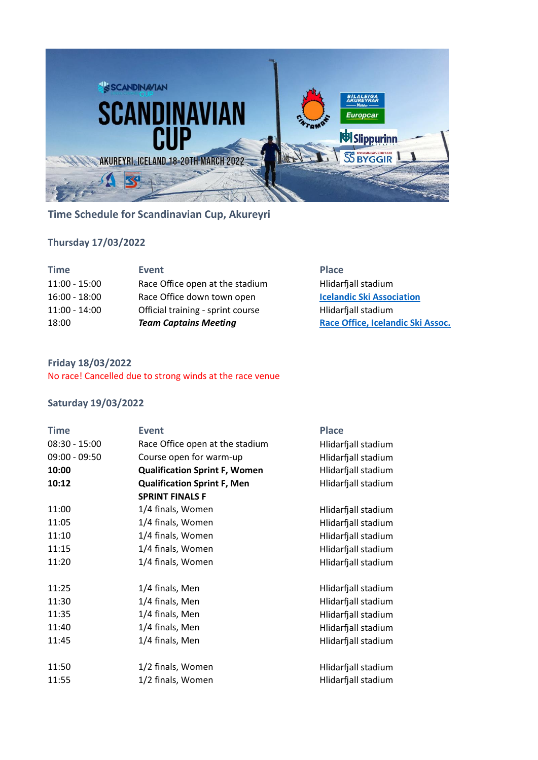## Time Schedule for Scandinavian Cup, Akureyri

### Thursday 17/03/2022

| Time | Event | Place |
|---|---|---|
| 11:00 - 15:00 | Race Office open at the stadium | Hlidarfjall stadium |
| 16:00 - 18:00 | Race Office down town open | Icelandic Ski Association |
| 11:00 - 14:00 | Official training - sprint course | Hlidarfjall stadium |
| 18:00 | ***Team Captains Meeting*** | Race Office, Icelandic Ski Assoc. |

### Friday 18/03/2022

No race! Cancelled due to strong winds at the race venue

### Saturday 19/03/2022

| Time | Event | Place |
|---|---|---|
| 08:30 - 15:00 | Race Office open at the stadium | Hlidarfjall stadium |
| 09:00 - 09:50 | Course open for warm-up | Hlidarfjall stadium |
| **10:00** | **Qualification Sprint F, Women** | Hlidarfjall stadium |
| **10:12** | **Qualification Sprint F, Men** | Hlidarfjall stadium |
| | **SPRINT FINALS F** | |
| 11:00 | 1/4 finals, Women | Hlidarfjall stadium |
| 11:05 | 1/4 finals, Women | Hlidarfjall stadium |
| 11:10 | 1/4 finals, Women | Hlidarfjall stadium |
| 11:15 | 1/4 finals, Women | Hlidarfjall stadium |
| 11:20 | 1/4 finals, Women | Hlidarfjall stadium |
| | | |
| 11:25 | 1/4 finals, Men | Hlidarfjall stadium |
| 11:30 | 1/4 finals, Men | Hlidarfjall stadium |
| 11:35 | 1/4 finals, Men | Hlidarfjall stadium |
| 11:40 | 1/4 finals, Men | Hlidarfjall stadium |
| 11:45 | 1/4 finals, Men | Hlidarfjall stadium |
| | | |
| 11:50 | 1/2 finals, Women | Hlidarfjall stadium |
| 11:55 | 1/2 finals, Women | Hlidarfjall stadium |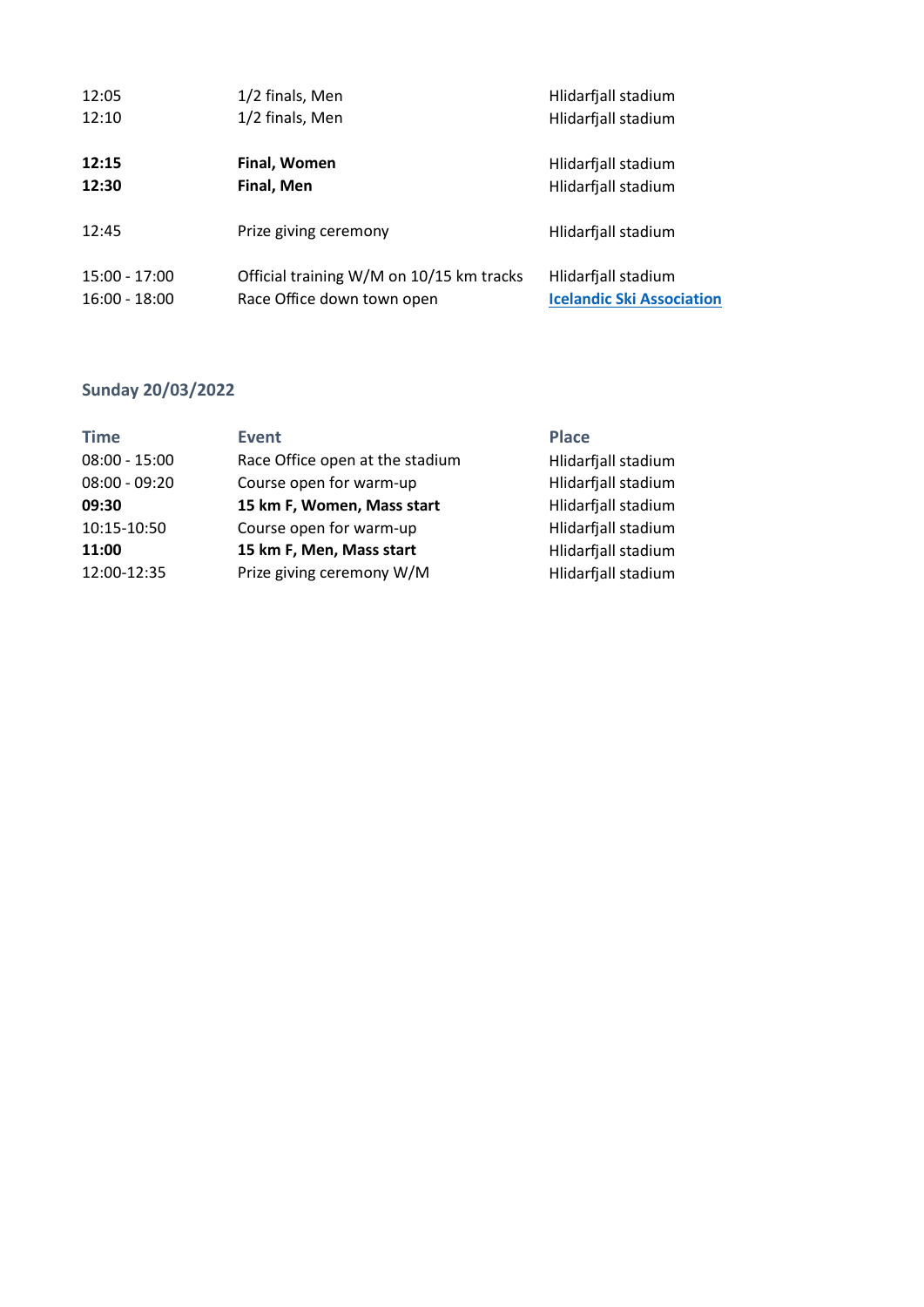| | | |
|---|---|---|
| 12:05 | 1/2 finals, Men | Hlidarfjall stadium |
| 12:10 | 1/2 finals, Men | Hlidarfjall stadium |
| **12:15** | **Final, Women** | Hlidarfjall stadium |
| **12:30** | **Final, Men** | Hlidarfjall stadium |
| 12:45 | Prize giving ceremony | Hlidarfjall stadium |
| 15:00 - 17:00 | Official training W/M on 10/15 km tracks | Hlidarfjall stadium |
| 16:00 - 18:00 | Race Office down town open | **Icelandic Ski Association** |

## Sunday 20/03/2022

| Time | Event | Place |
|---|---|---|
| 08:00 - 15:00 | Race Office open at the stadium | Hlidarfjall stadium |
| 08:00 - 09:20 | Course open for warm-up | Hlidarfjall stadium |
| **09:30** | **15 km F, Women, Mass start** | Hlidarfjall stadium |
| 10:15-10:50 | Course open for warm-up | Hlidarfjall stadium |
| **11:00** | **15 km F, Men, Mass start** | Hlidarfjall stadium |
| 12:00-12:35 | Prize giving ceremony W/M | Hlidarfjall stadium |